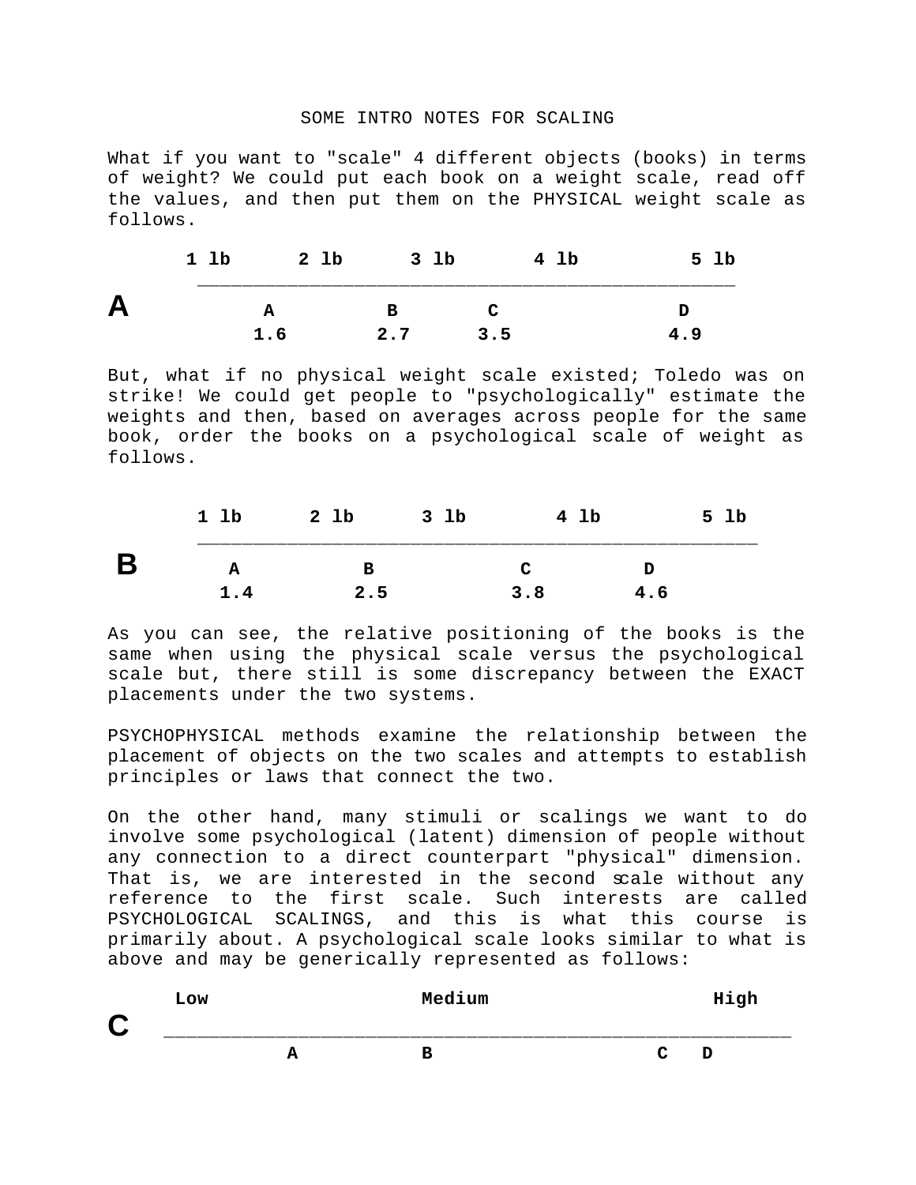# SOME INTRO NOTES FOR SCALING

What if you want to "scale" 4 different objects (books) in terms of weight? We could put each book on a weight scale, read off the values, and then put them on the PHYSICAL weight scale as follows.

```
        1 lb      2 lb      3 lb       4 lb         5 lb
         ________________________________________________
A             A          B        C                D
             1.6        2.7      3.5              4.9
```

But, what if no physical weight scale existed; Toledo was on strike! We could get people to "psychologically" estimate the weights and then, based on averages across people for the same book, order the books on a psychological scale of weight as follows.

```
         1 lb      2 lb      3 lb        4 lb         5 lb
         __________________________________________________
 B         A           B             C          D
          1.4         2.5           3.8        4.6
```

As you can see, the relative positioning of the books is the same when using the physical scale versus the psychological scale but, there still is some discrepancy between the EXACT placements under the two systems.

PSYCHOPHYSICAL methods examine the relationship between the placement of objects on the two scales and attempts to establish principles or laws that connect the two.

On the other hand, many stimuli or scalings we want to do involve some psychological (latent) dimension of people without any connection to a direct counterpart "physical" dimension. That is, we are interested in the second scale without any reference to the first scale. Such interests are called PSYCHOLOGICAL SCALINGS, and this is what this course is primarily about. A psychological scale looks similar to what is above and may be generically represented as follows:

```
      Low                  Medium                    High
C    _________________________________________________________
                A            B                     C   D
```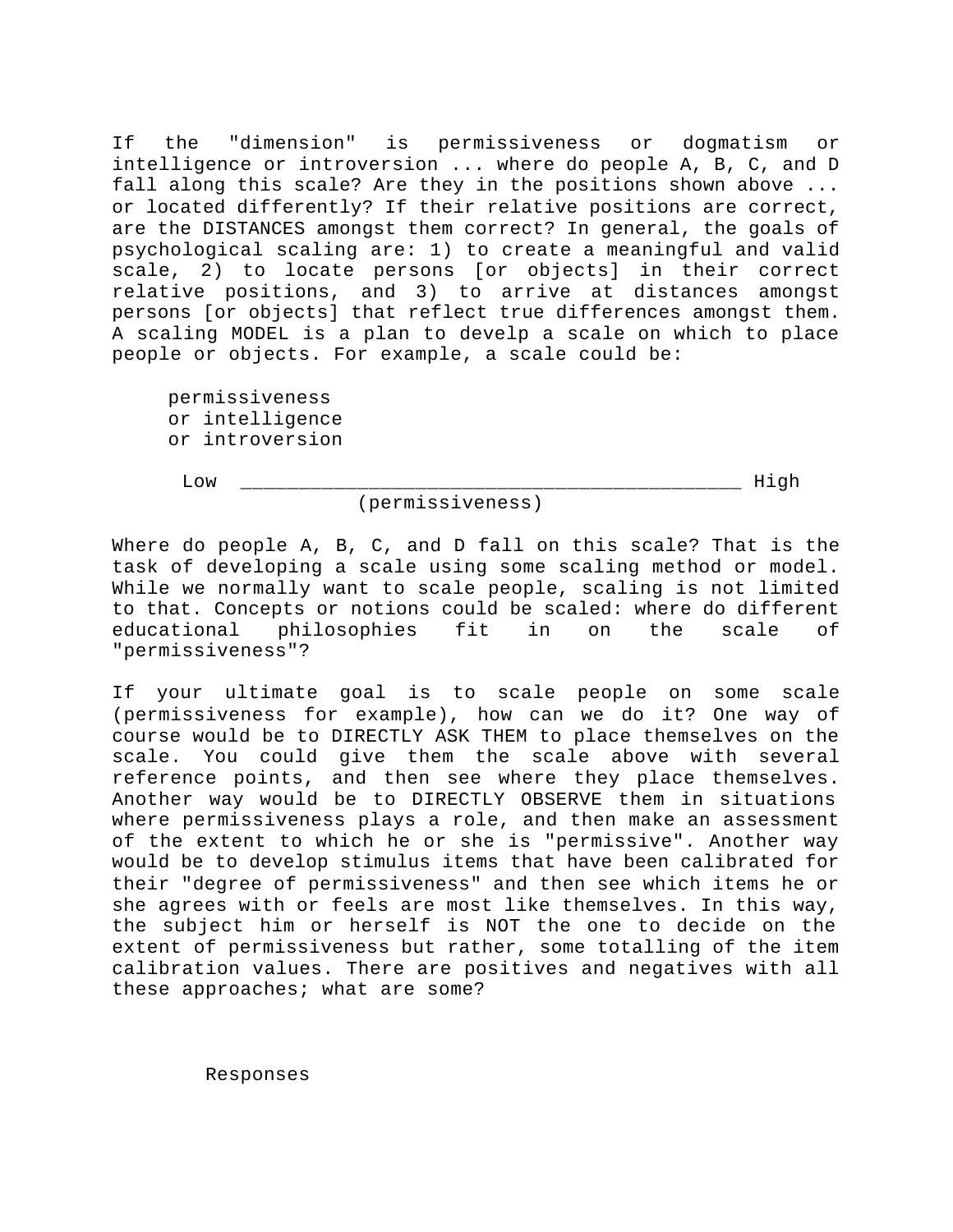If the "dimension" is permissiveness or dogmatism or intelligence or introversion ... where do people A, B, C, and D fall along this scale? Are they in the positions shown above ... or located differently? If their relative positions are correct, are the DISTANCES amongst them correct? In general, the goals of psychological scaling are: 1) to create a meaningful and valid scale, 2) to locate persons [or objects] in their correct relative positions, and 3) to arrive at distances amongst persons [or objects] that reflect true differences amongst them. A scaling MODEL is a plan to develp a scale on which to place people or objects. For example, a scale could be:

```
     permissiveness
     or intelligence
     or introversion

      Low  ____________________________________________ High
                     (permissiveness)
```

Where do people A, B, C, and D fall on this scale? That is the task of developing a scale using some scaling method or model. While we normally want to scale people, scaling is not limited to that. Concepts or notions could be scaled: where do different educational philosophies fit in on the scale of "permissiveness"?

If your ultimate goal is to scale people on some scale (permissiveness for example), how can we do it? One way of course would be to DIRECTLY ASK THEM to place themselves on the scale. You could give them the scale above with several reference points, and then see where they place themselves. Another way would be to DIRECTLY OBSERVE them in situations where permissiveness plays a role, and then make an assessment of the extent to which he or she is "permissive". Another way would be to develop stimulus items that have been calibrated for their "degree of permissiveness" and then see which items he or she agrees with or feels are most like themselves. In this way, the subject him or herself is NOT the one to decide on the extent of permissiveness but rather, some totalling of the item calibration values. There are positives and negatives with all these approaches; what are some?

Responses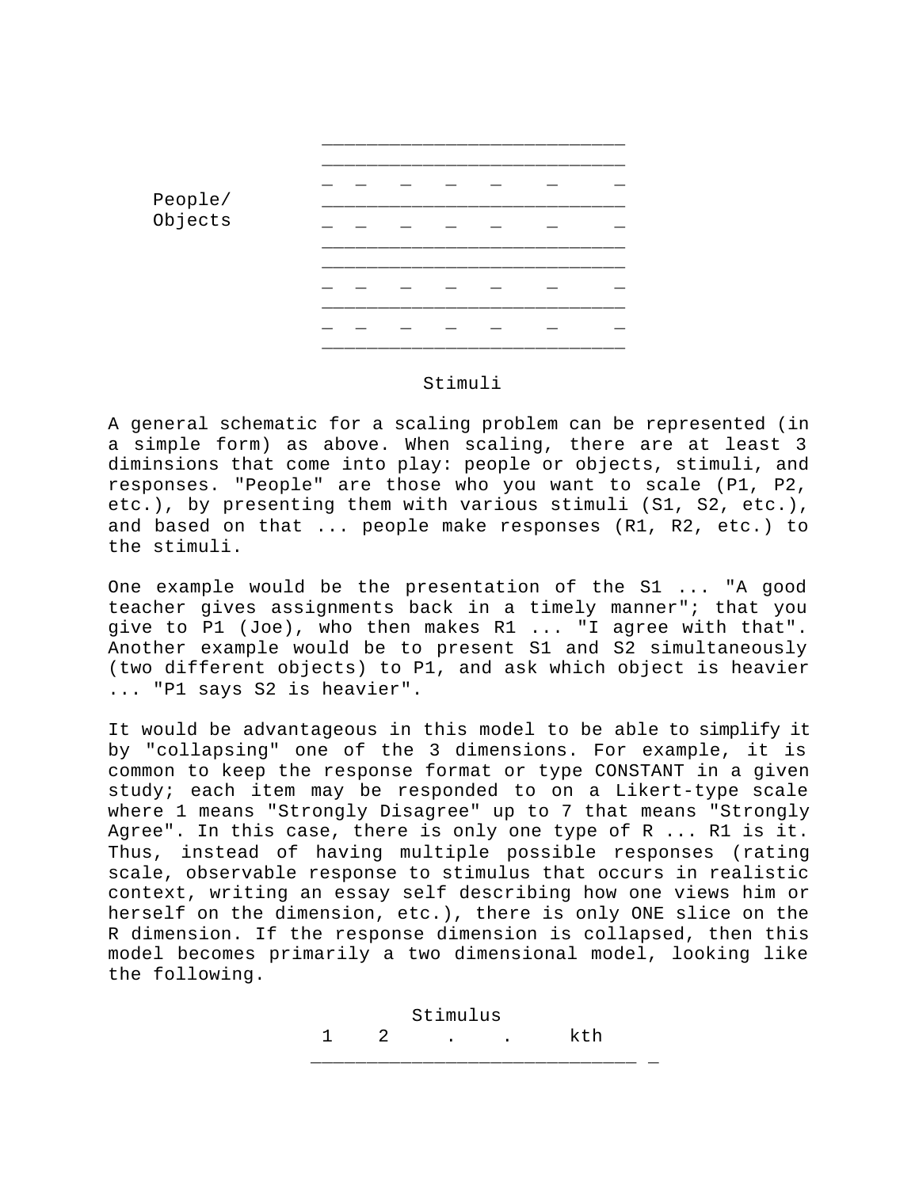```
                    ___________________________
                    ___________________________
                    _  _   _   _   _    _     _
People/             ___________________________
Objects             _  _   _   _   _    _     _
                    ___________________________
                    ___________________________
                    _  _   _   _   _    _     _
                    ___________________________
                    _  _   _   _   _    _     _
                    ___________________________

                             Stimuli
```

A general schematic for a scaling problem can be represented (in a simple form) as above. When scaling, there are at least 3 diminsions that come into play: people or objects, stimuli, and responses. "People" are those who you want to scale (P1, P2, etc.), by presenting them with various stimuli (S1, S2, etc.), and based on that ... people make responses (R1, R2, etc.) to the stimuli.

One example would be the presentation of the S1 ... "A good teacher gives assignments back in a timely manner"; that you give to P1 (Joe), who then makes R1 ... "I agree with that". Another example would be to present S1 and S2 simultaneously (two different objects) to P1, and ask which object is heavier ... "P1 says S2 is heavier".

It would be advantageous in this model to be able to simplify it by "collapsing" one of the 3 dimensions. For example, it is common to keep the response format or type CONSTANT in a given study; each item may be responded to on a Likert-type scale where 1 means "Strongly Disagree" up to 7 that means "Strongly Agree". In this case, there is only one type of R ... R1 is it. Thus, instead of having multiple possible responses (rating scale, observable response to stimulus that occurs in realistic context, writing an essay self describing how one views him or herself on the dimension, etc.), there is only ONE slice on the R dimension. If the response dimension is collapsed, then this model becomes primarily a two dimensional model, looking like the following.

```
                          Stimulus
                    1    2     .    .     kth
                   ______________________________ _
```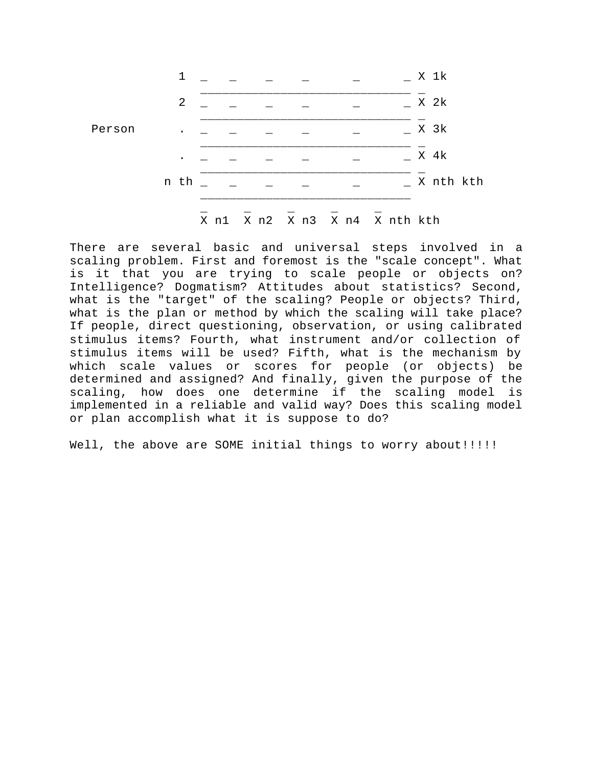```
                    1  _   _    _    _     _     _ X 1k
                       ______________________________ _
                    2  _   _    _    _     _     _ X 2k
                       ______________________________ _
   Person           .  _   _    _    _     _     _ X 3k
                       ______________________________ _
                    .  _   _    _    _     _     _ X 4k
                       ______________________________ _
                 n th  _   _    _    _     _     _ X nth kth
                       ______________________________

                       _     _     _     _     _
                       X n1  X n2  X n3  X n4  X nth kth
```

There are several basic and universal steps involved in a scaling problem. First and foremost is the "scale concept". What is it that you are trying to scale people or objects on? Intelligence? Dogmatism? Attitudes about statistics? Second, what is the "target" of the scaling? People or objects? Third, what is the plan or method by which the scaling will take place? If people, direct questioning, observation, or using calibrated stimulus items? Fourth, what instrument and/or collection of stimulus items will be used? Fifth, what is the mechanism by which scale values or scores for people (or objects) be determined and assigned? And finally, given the purpose of the scaling, how does one determine if the scaling model is implemented in a reliable and valid way? Does this scaling model or plan accomplish what it is suppose to do?

Well, the above are SOME initial things to worry about!!!!!